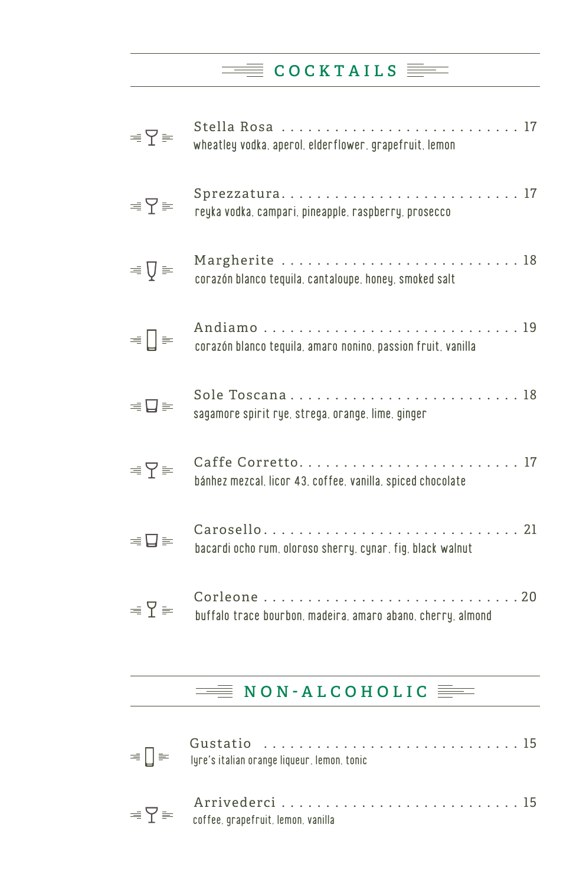# COCKTAILS

**Stella Rosa** . . . . . . . . . . . . . . . . . . . . . . . . . . 17
wheatley vodka, aperol, elderflower, grapefruit, lemon

**Sprezzatura** . . . . . . . . . . . . . . . . . . . . . . . . . . 17
reyka vodka, campari, pineapple, raspberry, prosecco

**Margherite** . . . . . . . . . . . . . . . . . . . . . . . . . . 18
corazón blanco tequila, cantaloupe, honey, smoked salt

**Andiamo** . . . . . . . . . . . . . . . . . . . . . . . . . . 19
corazón blanco tequila, amaro nonino, passion fruit, vanilla

**Sole Toscana** . . . . . . . . . . . . . . . . . . . . . . . . . . 18
sagamore spirit rye, strega, orange, lime, ginger

**Caffe Corretto** . . . . . . . . . . . . . . . . . . . . . . . . . . 17
bánhez mezcal, licor 43, coffee, vanilla, spiced chocolate

**Carosello** . . . . . . . . . . . . . . . . . . . . . . . . . . 21
bacardi ocho rum, oloroso sherry, cynar, fig, black walnut

**Corleone** . . . . . . . . . . . . . . . . . . . . . . . . . . 20
buffalo trace bourbon, madeira, amaro abano, cherry, almond

# NON-ALCOHOLIC

**Gustatio** . . . . . . . . . . . . . . . . . . . . . . . . . . 15
lyre's italian orange liqueur, lemon, tonic

**Arrivederci** . . . . . . . . . . . . . . . . . . . . . . . . . . 15
coffee, grapefruit, lemon, vanilla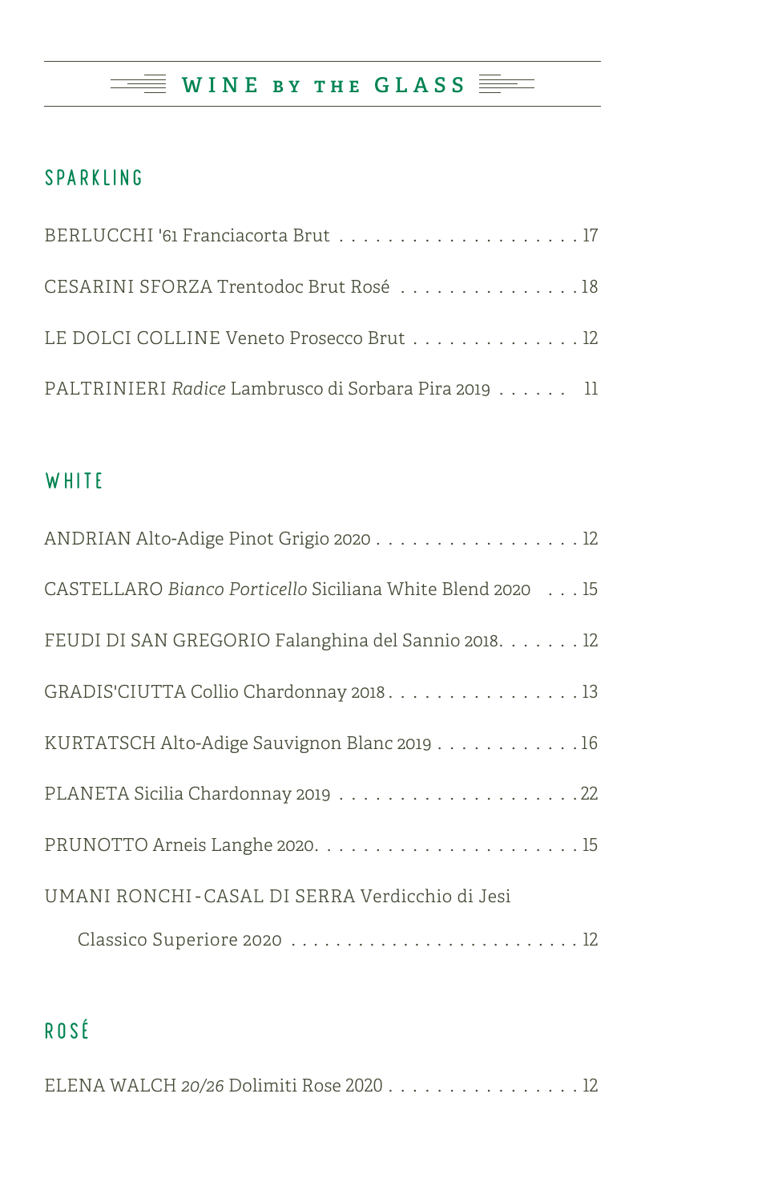# WINE BY THE GLASS

## SPARKLING

BERLUCCHI '61 Franciacorta Brut . . . . . . . . . . . . . . . . . . . . . 17

CESARINI SFORZA Trentodoc Brut Rosé . . . . . . . . . . . . . . . . 18

LE DOLCI COLLINE Veneto Prosecco Brut . . . . . . . . . . . . . . . 12

PALTRINIERI *Radice* Lambrusco di Sorbara Pira 2019 . . . . . . 11

## WHITE

ANDRIAN Alto-Adige Pinot Grigio 2020 . . . . . . . . . . . . . . . . . . 12

CASTELLARO *Bianco Porticello* Siciliana White Blend 2020 . . . 15

FEUDI DI SAN GREGORIO Falanghina del Sannio 2018. . . . . . . . 12

GRADIS'CIUTTA Collio Chardonnay 2018 . . . . . . . . . . . . . . . . . 13

KURTATSCH Alto-Adige Sauvignon Blanc 2019 . . . . . . . . . . . . 16

PLANETA Sicilia Chardonnay 2019 . . . . . . . . . . . . . . . . . . . . . 22

PRUNOTTO Arneis Langhe 2020. . . . . . . . . . . . . . . . . . . . . . . 15

UMANI RONCHI - CASAL DI SERRA Verdicchio di Jesi Classico Superiore 2020 . . . . . . . . . . . . . . . . . . . . . . . . . . 12

## ROSÉ

ELENA WALCH *20/26* Dolimiti Rose 2020 . . . . . . . . . . . . . . . . . 12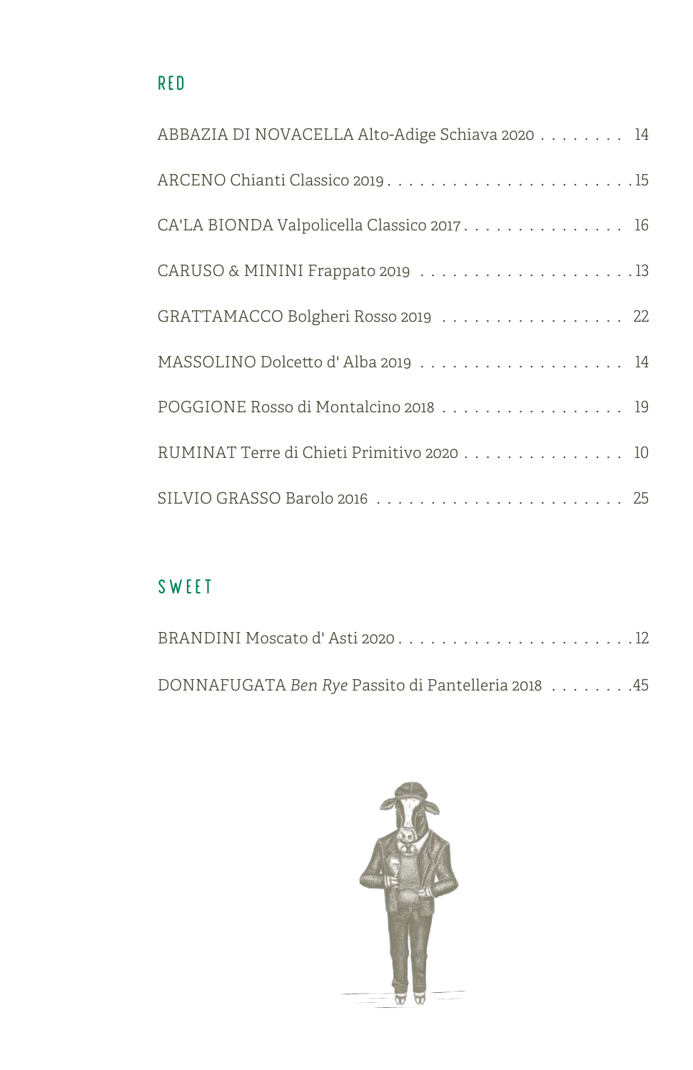## RED

ABBAZIA DI NOVACELLA Alto-Adige Schiava 2020 . . . . . . . . 14

ARCENO Chianti Classico 2019 . . . . . . . . . . . . . . . . . . . . . . 15

CA'LA BIONDA Valpolicella Classico 2017 . . . . . . . . . . . . . . . 16

CARUSO & MININI Frappato 2019 . . . . . . . . . . . . . . . . . . . . 13

GRATTAMACCO Bolgheri Rosso 2019 . . . . . . . . . . . . . . . . . 22

MASSOLINO Dolcetto d' Alba 2019 . . . . . . . . . . . . . . . . . . . 14

POGGIONE Rosso di Montalcino 2018 . . . . . . . . . . . . . . . . . 19

RUMINAT Terre di Chieti Primitivo 2020 . . . . . . . . . . . . . . . 10

SILVIO GRASSO Barolo 2016 . . . . . . . . . . . . . . . . . . . . . . 25

## SWEET

BRANDINI Moscato d' Asti 2020 . . . . . . . . . . . . . . . . . . . . . 12

DONNAFUGATA *Ben Rye* Passito di Pantelleria 2018 . . . . . . . . 45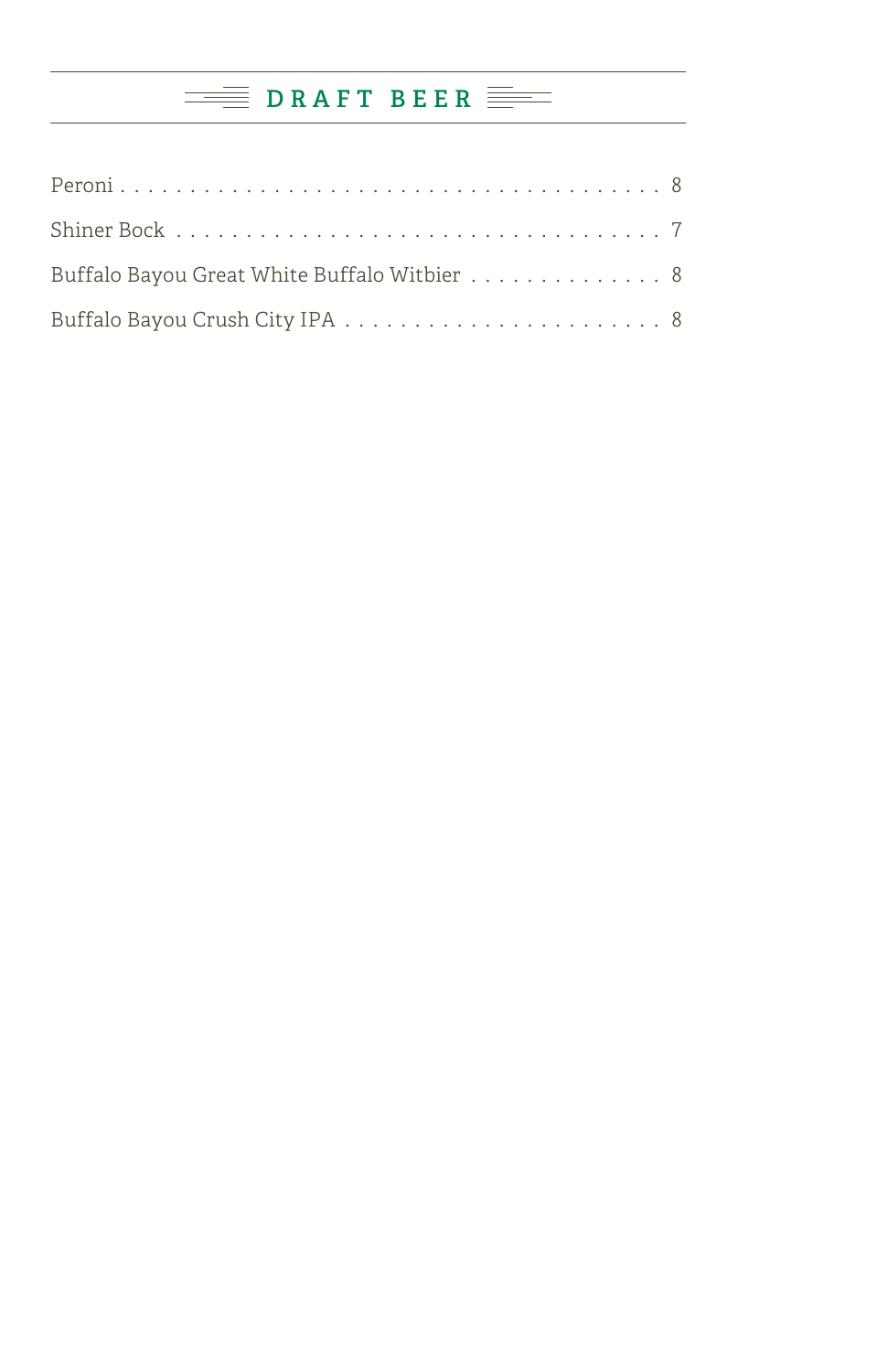## DRAFT BEER

Peroni . . . . . . . . . . . . . . . . . . . . . . . . . . . . . . . . . . . . . . 8

Shiner Bock . . . . . . . . . . . . . . . . . . . . . . . . . . . . . . . . . . . 7

Buffalo Bayou Great White Buffalo Witbier . . . . . . . . . . . . . . 8

Buffalo Bayou Crush City IPA . . . . . . . . . . . . . . . . . . . . . . . 8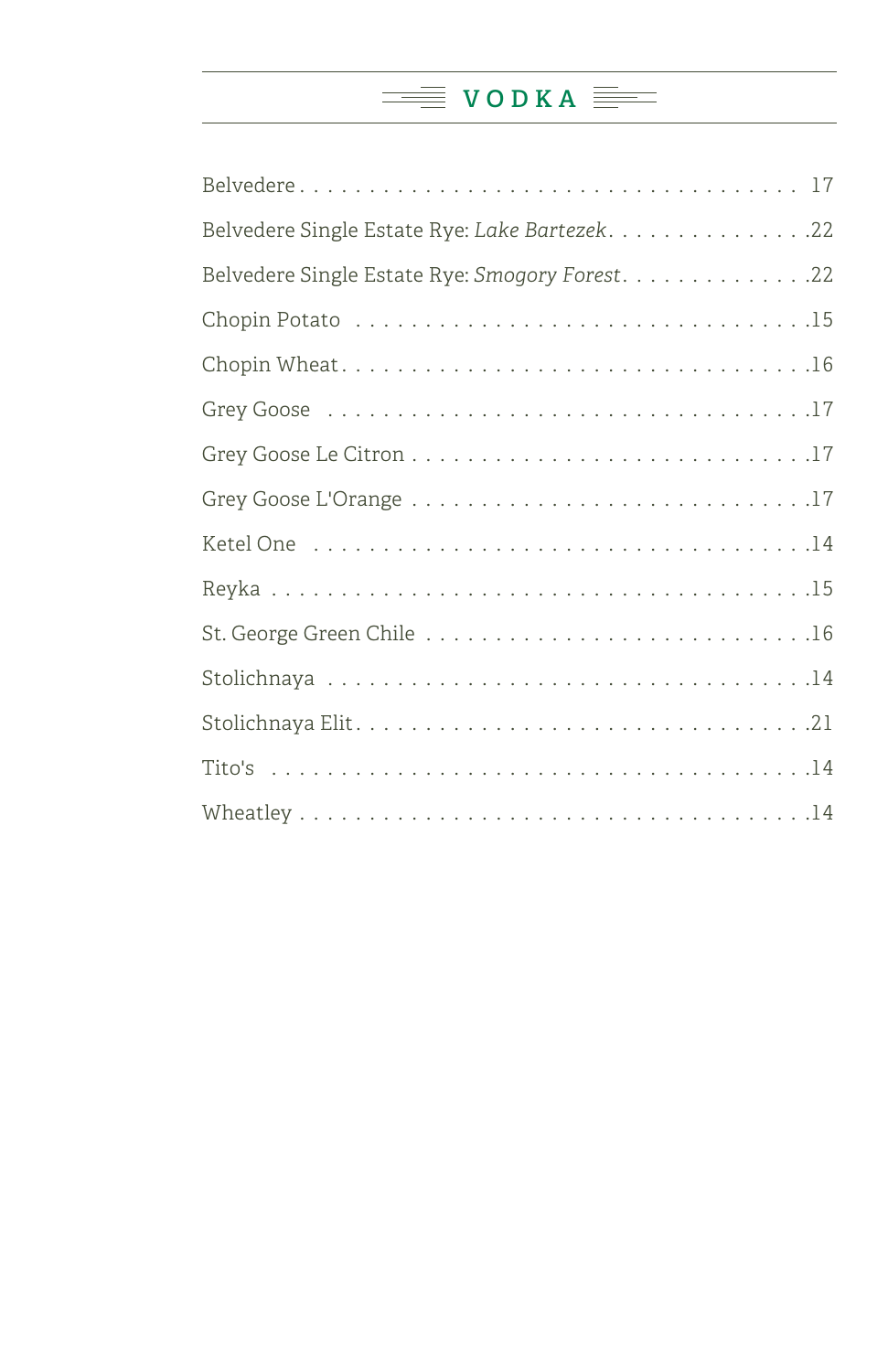## VODKA

Belvedere . . . . . . . . . . . . . . . . . . . . . . . . . . . . . . . . . . 17

Belvedere Single Estate Rye: *Lake Bartezek*. . . . . . . . . . . . . . .22

Belvedere Single Estate Rye: *Smogory Forest*. . . . . . . . . . . . . .22

Chopin Potato . . . . . . . . . . . . . . . . . . . . . . . . . . . . . .15

Chopin Wheat. . . . . . . . . . . . . . . . . . . . . . . . . . . . . . .16

Grey Goose . . . . . . . . . . . . . . . . . . . . . . . . . . . . . . . .17

Grey Goose Le Citron . . . . . . . . . . . . . . . . . . . . . . . . . . .17

Grey Goose L'Orange . . . . . . . . . . . . . . . . . . . . . . . . . . .17

Ketel One . . . . . . . . . . . . . . . . . . . . . . . . . . . . . . . .14

Reyka . . . . . . . . . . . . . . . . . . . . . . . . . . . . . . . . . . .15

St. George Green Chile . . . . . . . . . . . . . . . . . . . . . . . . .16

Stolichnaya . . . . . . . . . . . . . . . . . . . . . . . . . . . . . . .14

Stolichnaya Elit . . . . . . . . . . . . . . . . . . . . . . . . . . . . . .21

Tito's . . . . . . . . . . . . . . . . . . . . . . . . . . . . . . . . . . .14

Wheatley . . . . . . . . . . . . . . . . . . . . . . . . . . . . . . . . .14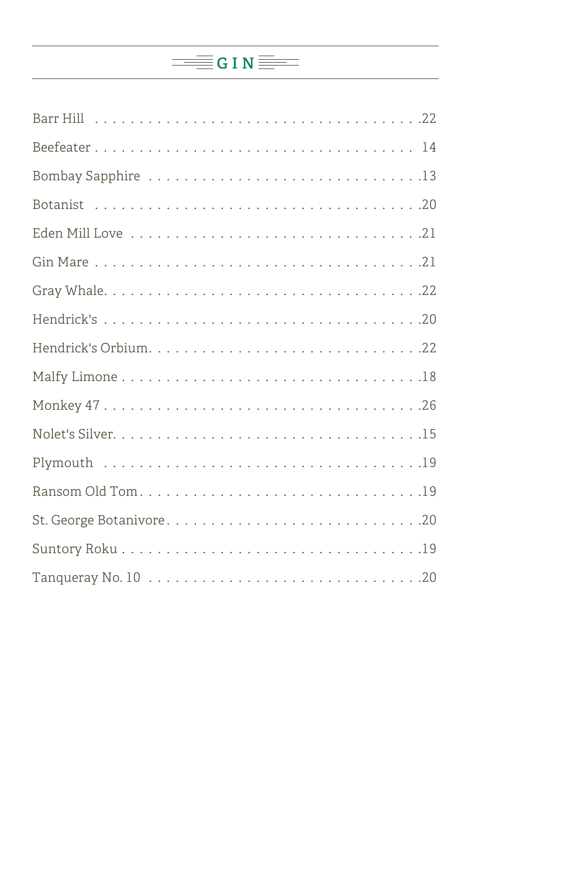# GIN

| Item | Price |
|---|---|
| Barr Hill | 22 |
| Beefeater | 14 |
| Bombay Sapphire | 13 |
| Botanist | 20 |
| Eden Mill Love | 21 |
| Gin Mare | 21 |
| Gray Whale | 22 |
| Hendrick's | 20 |
| Hendrick's Orbium | 22 |
| Malfy Limone | 18 |
| Monkey 47 | 26 |
| Nolet's Silver | 15 |
| Plymouth | 19 |
| Ransom Old Tom | 19 |
| St. George Botanivore | 20 |
| Suntory Roku | 19 |
| Tanqueray No. 10 | 20 |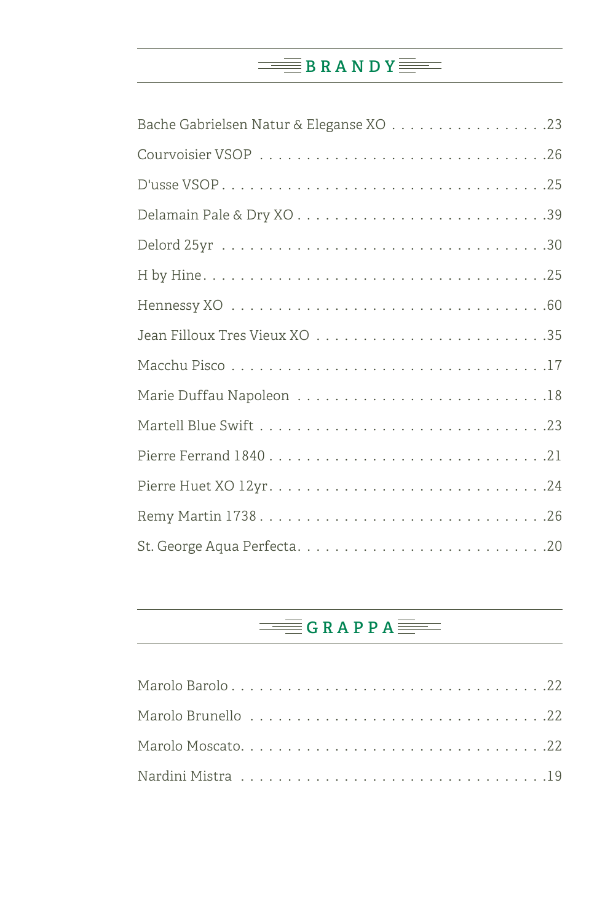## BRANDY

Bache Gabrielsen Natur & Eleganse XO . . . . . . . . . . . . . . . . .23

Courvoisier VSOP . . . . . . . . . . . . . . . . . . . . . . . . . . . . .26

D'usse VSOP . . . . . . . . . . . . . . . . . . . . . . . . . . . . . . .25

Delamain Pale & Dry XO . . . . . . . . . . . . . . . . . . . . . . . . .39

Delord 25yr . . . . . . . . . . . . . . . . . . . . . . . . . . . . . . .30

H by Hine . . . . . . . . . . . . . . . . . . . . . . . . . . . . . . . .25

Hennessy XO . . . . . . . . . . . . . . . . . . . . . . . . . . . . . . .60

Jean Filloux Tres Vieux XO . . . . . . . . . . . . . . . . . . . . . . .35

Macchu Pisco . . . . . . . . . . . . . . . . . . . . . . . . . . . . . .17

Marie Duffau Napoleon . . . . . . . . . . . . . . . . . . . . . . . . .18

Martell Blue Swift . . . . . . . . . . . . . . . . . . . . . . . . . . .23

Pierre Ferrand 1840 . . . . . . . . . . . . . . . . . . . . . . . . . .21

Pierre Huet XO 12yr . . . . . . . . . . . . . . . . . . . . . . . . . .24

Remy Martin 1738 . . . . . . . . . . . . . . . . . . . . . . . . . . . .26

St. George Aqua Perfecta . . . . . . . . . . . . . . . . . . . . . . . .20

## GRAPPA

Marolo Barolo . . . . . . . . . . . . . . . . . . . . . . . . . . . . . .22

Marolo Brunello . . . . . . . . . . . . . . . . . . . . . . . . . . . . .22

Marolo Moscato . . . . . . . . . . . . . . . . . . . . . . . . . . . . .22

Nardini Mistra . . . . . . . . . . . . . . . . . . . . . . . . . . . . .19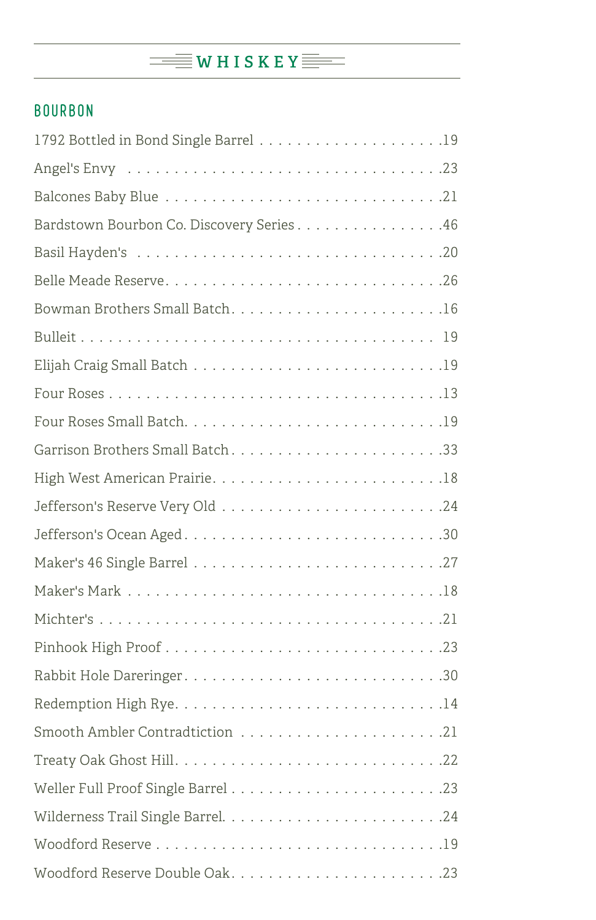# WHISKEY

## BOURBON

| Item | Price |
|---|---|
| 1792 Bottled in Bond Single Barrel | 19 |
| Angel's Envy | 23 |
| Balcones Baby Blue | 21 |
| Bardstown Bourbon Co. Discovery Series | 46 |
| Basil Hayden's | 20 |
| Belle Meade Reserve | 26 |
| Bowman Brothers Small Batch | 16 |
| Bulleit | 19 |
| Elijah Craig Small Batch | 19 |
| Four Roses | 13 |
| Four Roses Small Batch | 19 |
| Garrison Brothers Small Batch | 33 |
| High West American Prairie | 18 |
| Jefferson's Reserve Very Old | 24 |
| Jefferson's Ocean Aged | 30 |
| Maker's 46 Single Barrel | 27 |
| Maker's Mark | 18 |
| Michter's | 21 |
| Pinhook High Proof | 23 |
| Rabbit Hole Dareringer | 30 |
| Redemption High Rye | 14 |
| Smooth Ambler Contradtiction | 21 |
| Treaty Oak Ghost Hill | 22 |
| Weller Full Proof Single Barrel | 23 |
| Wilderness Trail Single Barrel | 24 |
| Woodford Reserve | 19 |
| Woodford Reserve Double Oak | 23 |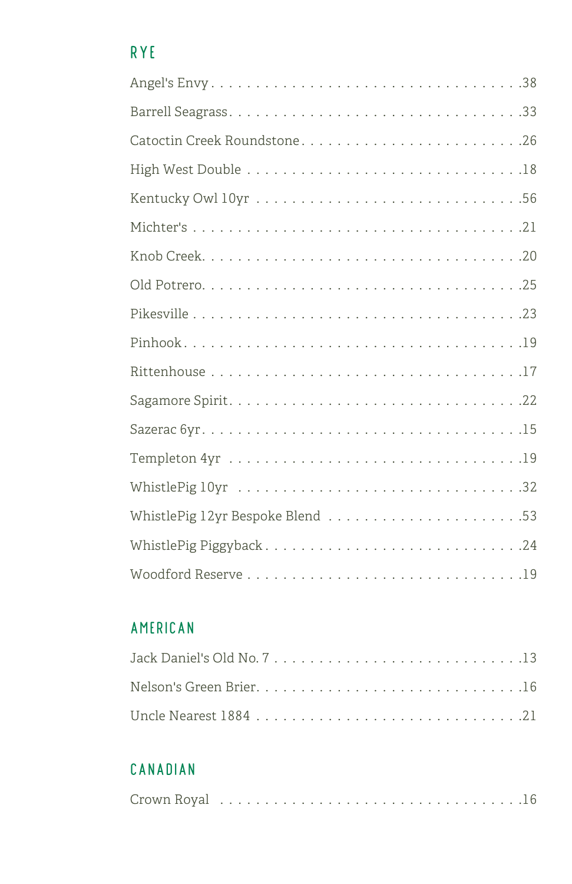## RYE

| Item | Price |
|---|---|
| Angel's Envy | 38 |
| Barrell Seagrass | 33 |
| Catoctin Creek Roundstone | 26 |
| High West Double | 18 |
| Kentucky Owl 10yr | 56 |
| Michter's | 21 |
| Knob Creek | 20 |
| Old Potrero | 25 |
| Pikesville | 23 |
| Pinhook | 19 |
| Rittenhouse | 17 |
| Sagamore Spirit | 22 |
| Sazerac 6yr | 15 |
| Templeton 4yr | 19 |
| WhistlePig 10yr | 32 |
| WhistlePig 12yr Bespoke Blend | 53 |
| WhistlePig Piggyback | 24 |
| Woodford Reserve | 19 |

## AMERICAN

| Item | Price |
|---|---|
| Jack Daniel's Old No. 7 | 13 |
| Nelson's Green Brier | 16 |
| Uncle Nearest 1884 | 21 |

## CANADIAN

| Item | Price |
|---|---|
| Crown Royal | 16 |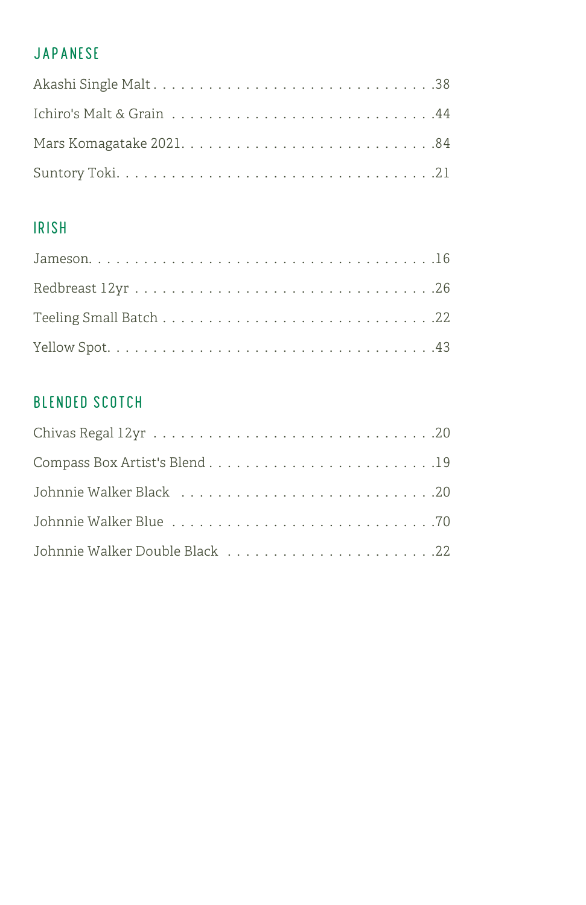## JAPANESE

| Item | Price |
| --- | --- |
| Akashi Single Malt | 38 |
| Ichiro's Malt & Grain | 44 |
| Mars Komagatake 2021 | 84 |
| Suntory Toki | 21 |

## IRISH

| Item | Price |
| --- | --- |
| Jameson | 16 |
| Redbreast 12yr | 26 |
| Teeling Small Batch | 22 |
| Yellow Spot | 43 |

## BLENDED SCOTCH

| Item | Price |
| --- | --- |
| Chivas Regal 12yr | 20 |
| Compass Box Artist's Blend | 19 |
| Johnnie Walker Black | 20 |
| Johnnie Walker Blue | 70 |
| Johnnie Walker Double Black | 22 |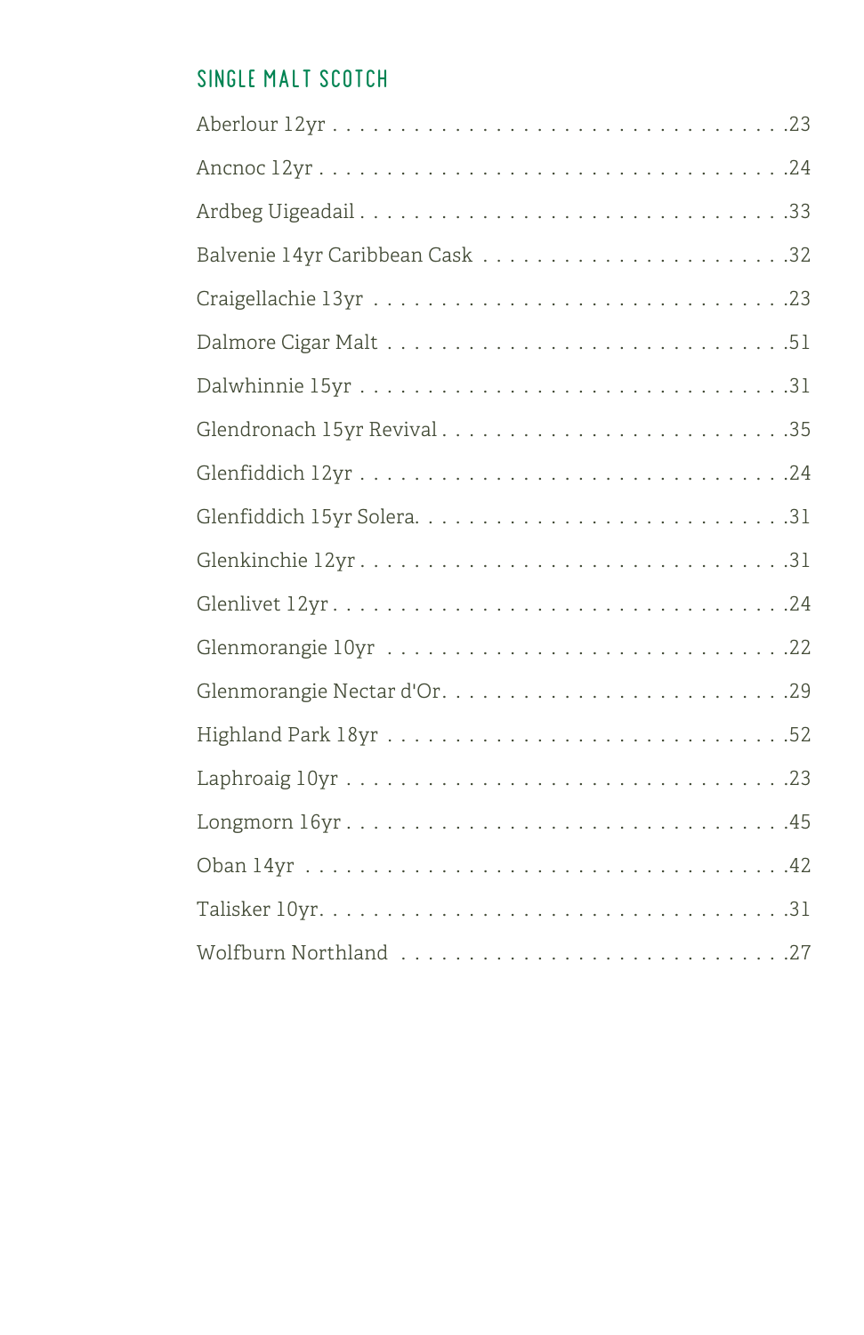## SINGLE MALT SCOTCH

| Item | Price |
|---|---|
| Aberlour 12yr | 23 |
| Ancnoc 12yr | 24 |
| Ardbeg Uigeadail | 33 |
| Balvenie 14yr Caribbean Cask | 32 |
| Craigellachie 13yr | 23 |
| Dalmore Cigar Malt | 51 |
| Dalwhinnie 15yr | 31 |
| Glendronach 15yr Revival | 35 |
| Glenfiddich 12yr | 24 |
| Glenfiddich 15yr Solera | 31 |
| Glenkinchie 12yr | 31 |
| Glenlivet 12yr | 24 |
| Glenmorangie 10yr | 22 |
| Glenmorangie Nectar d'Or | 29 |
| Highland Park 18yr | 52 |
| Laphroaig 10yr | 23 |
| Longmorn 16yr | 45 |
| Oban 14yr | 42 |
| Talisker 10yr | 31 |
| Wolfburn Northland | 27 |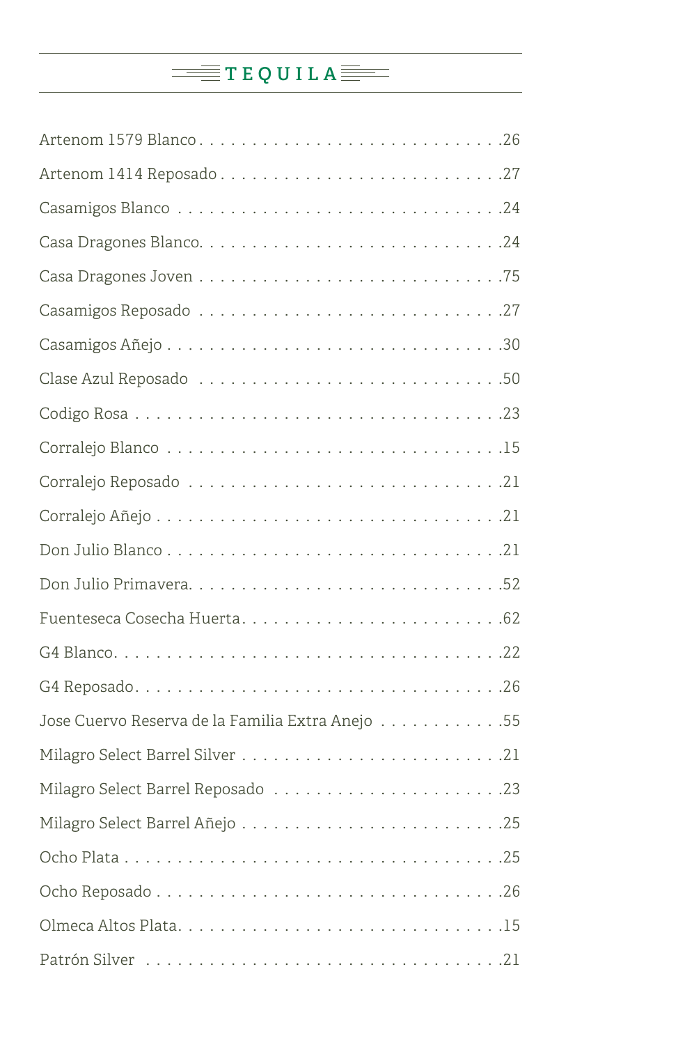# TEQUILA

Artenom 1579 Blanco . . . . . . . . . . . . . . . . . . . . . . . . . . . .26

Artenom 1414 Reposado . . . . . . . . . . . . . . . . . . . . . . . . . .27

Casamigos Blanco . . . . . . . . . . . . . . . . . . . . . . . . . . . . . .24

Casa Dragones Blanco. . . . . . . . . . . . . . . . . . . . . . . . . . . .24

Casa Dragones Joven . . . . . . . . . . . . . . . . . . . . . . . . . . . .75

Casamigos Reposado . . . . . . . . . . . . . . . . . . . . . . . . . . . .27

Casamigos Añejo . . . . . . . . . . . . . . . . . . . . . . . . . . . . . . .30

Clase Azul Reposado . . . . . . . . . . . . . . . . . . . . . . . . . . . .50

Codigo Rosa . . . . . . . . . . . . . . . . . . . . . . . . . . . . . . . . . .23

Corralejo Blanco . . . . . . . . . . . . . . . . . . . . . . . . . . . . . . .15

Corralejo Reposado . . . . . . . . . . . . . . . . . . . . . . . . . . . . .21

Corralejo Añejo . . . . . . . . . . . . . . . . . . . . . . . . . . . . . . . .21

Don Julio Blanco . . . . . . . . . . . . . . . . . . . . . . . . . . . . . . .21

Don Julio Primavera. . . . . . . . . . . . . . . . . . . . . . . . . . . . .52

Fuenteseca Cosecha Huerta . . . . . . . . . . . . . . . . . . . . . . . .62

G4 Blanco. . . . . . . . . . . . . . . . . . . . . . . . . . . . . . . . . . . .22

G4 Reposado. . . . . . . . . . . . . . . . . . . . . . . . . . . . . . . . . .26

Jose Cuervo Reserva de la Familia Extra Anejo . . . . . . . . . . . .55

Milagro Select Barrel Silver . . . . . . . . . . . . . . . . . . . . . . . .21

Milagro Select Barrel Reposado . . . . . . . . . . . . . . . . . . . . .23

Milagro Select Barrel Añejo . . . . . . . . . . . . . . . . . . . . . . . .25

Ocho Plata . . . . . . . . . . . . . . . . . . . . . . . . . . . . . . . . . . .25

Ocho Reposado . . . . . . . . . . . . . . . . . . . . . . . . . . . . . . . .26

Olmeca Altos Plata. . . . . . . . . . . . . . . . . . . . . . . . . . . . . .15

Patrón Silver . . . . . . . . . . . . . . . . . . . . . . . . . . . . . . . . . .21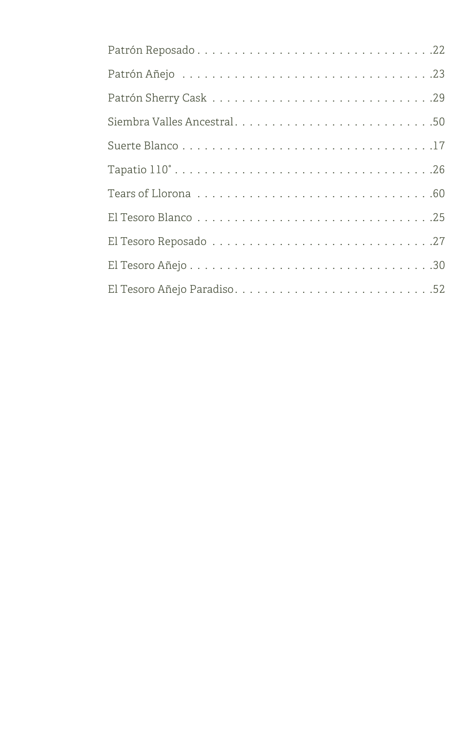Patrón Reposado . . . . . . . . . . . . . . . . . . . . . . . . . . . . . . . .22

Patrón Añejo . . . . . . . . . . . . . . . . . . . . . . . . . . . . . . . . .23

Patrón Sherry Cask . . . . . . . . . . . . . . . . . . . . . . . . . . . . . .29

Siembra Valles Ancestral . . . . . . . . . . . . . . . . . . . . . . . . . . .50

Suerte Blanco . . . . . . . . . . . . . . . . . . . . . . . . . . . . . . . . .17

Tapatio 110˚ . . . . . . . . . . . . . . . . . . . . . . . . . . . . . . . . . .26

Tears of Llorona . . . . . . . . . . . . . . . . . . . . . . . . . . . . . . .60

El Tesoro Blanco . . . . . . . . . . . . . . . . . . . . . . . . . . . . . . .25

El Tesoro Reposado . . . . . . . . . . . . . . . . . . . . . . . . . . . . .27

El Tesoro Añejo . . . . . . . . . . . . . . . . . . . . . . . . . . . . . . . .30

El Tesoro Añejo Paradiso . . . . . . . . . . . . . . . . . . . . . . . . . .52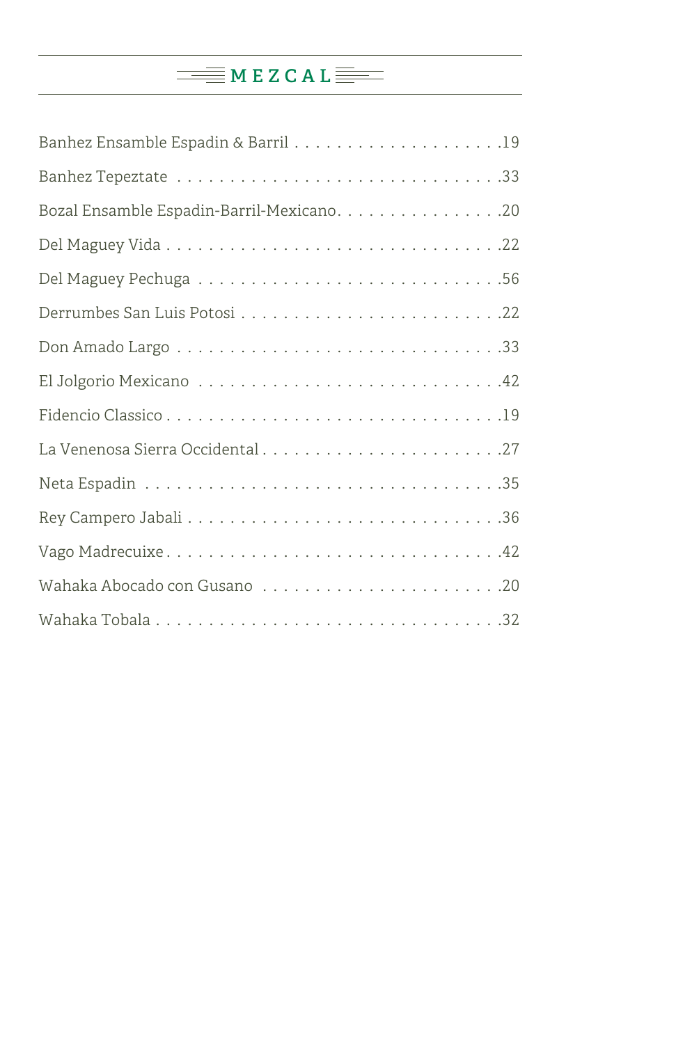# MEZCAL

Banhez Ensamble Espadin & Barril . . . . . . . . . . . . . . . . . . . . .19

Banhez Tepeztate . . . . . . . . . . . . . . . . . . . . . . . . . . . . . .33

Bozal Ensamble Espadin-Barril-Mexicano. . . . . . . . . . . . . . . . .20

Del Maguey Vida . . . . . . . . . . . . . . . . . . . . . . . . . . . . . .22

Del Maguey Pechuga . . . . . . . . . . . . . . . . . . . . . . . . . . . .56

Derrumbes San Luis Potosi . . . . . . . . . . . . . . . . . . . . . . . .22

Don Amado Largo . . . . . . . . . . . . . . . . . . . . . . . . . . . . . .33

El Jolgorio Mexicano . . . . . . . . . . . . . . . . . . . . . . . . . . . .42

Fidencio Classico . . . . . . . . . . . . . . . . . . . . . . . . . . . . . .19

La Venenosa Sierra Occidental . . . . . . . . . . . . . . . . . . . . . .27

Neta Espadin . . . . . . . . . . . . . . . . . . . . . . . . . . . . . . . .35

Rey Campero Jabali . . . . . . . . . . . . . . . . . . . . . . . . . . . . .36

Vago Madrecuixe . . . . . . . . . . . . . . . . . . . . . . . . . . . . . .42

Wahaka Abocado con Gusano . . . . . . . . . . . . . . . . . . . . . . .20

Wahaka Tobala . . . . . . . . . . . . . . . . . . . . . . . . . . . . . . .32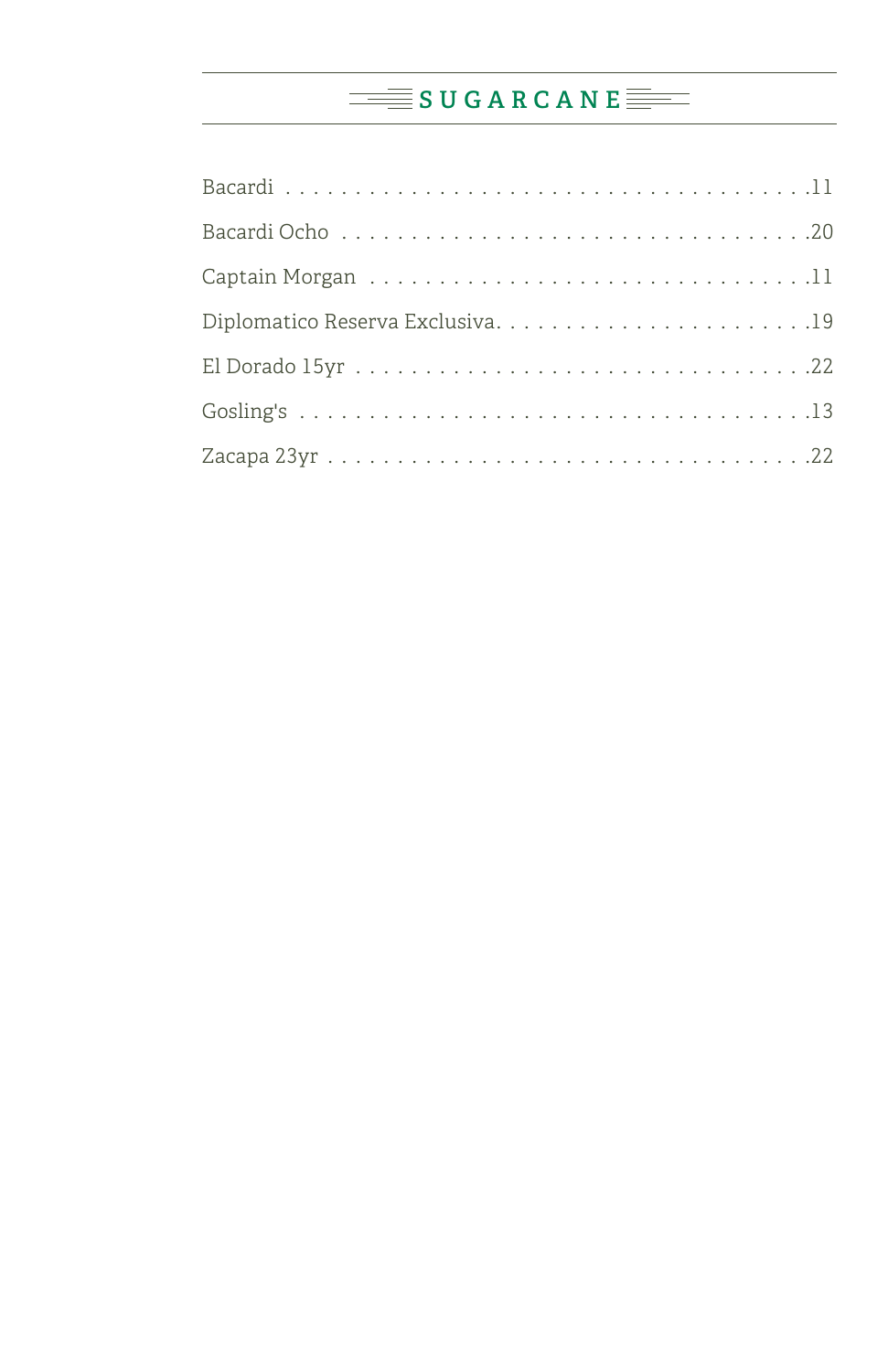## SUGARCANE

Bacardi . . . . . . . . . . . . . . . . . . . . . . . . . . . . . . . . . . . . .11

Bacardi Ocho . . . . . . . . . . . . . . . . . . . . . . . . . . . . . . . . . .20

Captain Morgan . . . . . . . . . . . . . . . . . . . . . . . . . . . . . . . .11

Diplomatico Reserva Exclusiva. . . . . . . . . . . . . . . . . . . . . . .19

El Dorado 15yr . . . . . . . . . . . . . . . . . . . . . . . . . . . . . . . .22

Gosling's . . . . . . . . . . . . . . . . . . . . . . . . . . . . . . . . . . . .13

Zacapa 23yr . . . . . . . . . . . . . . . . . . . . . . . . . . . . . . . . . .22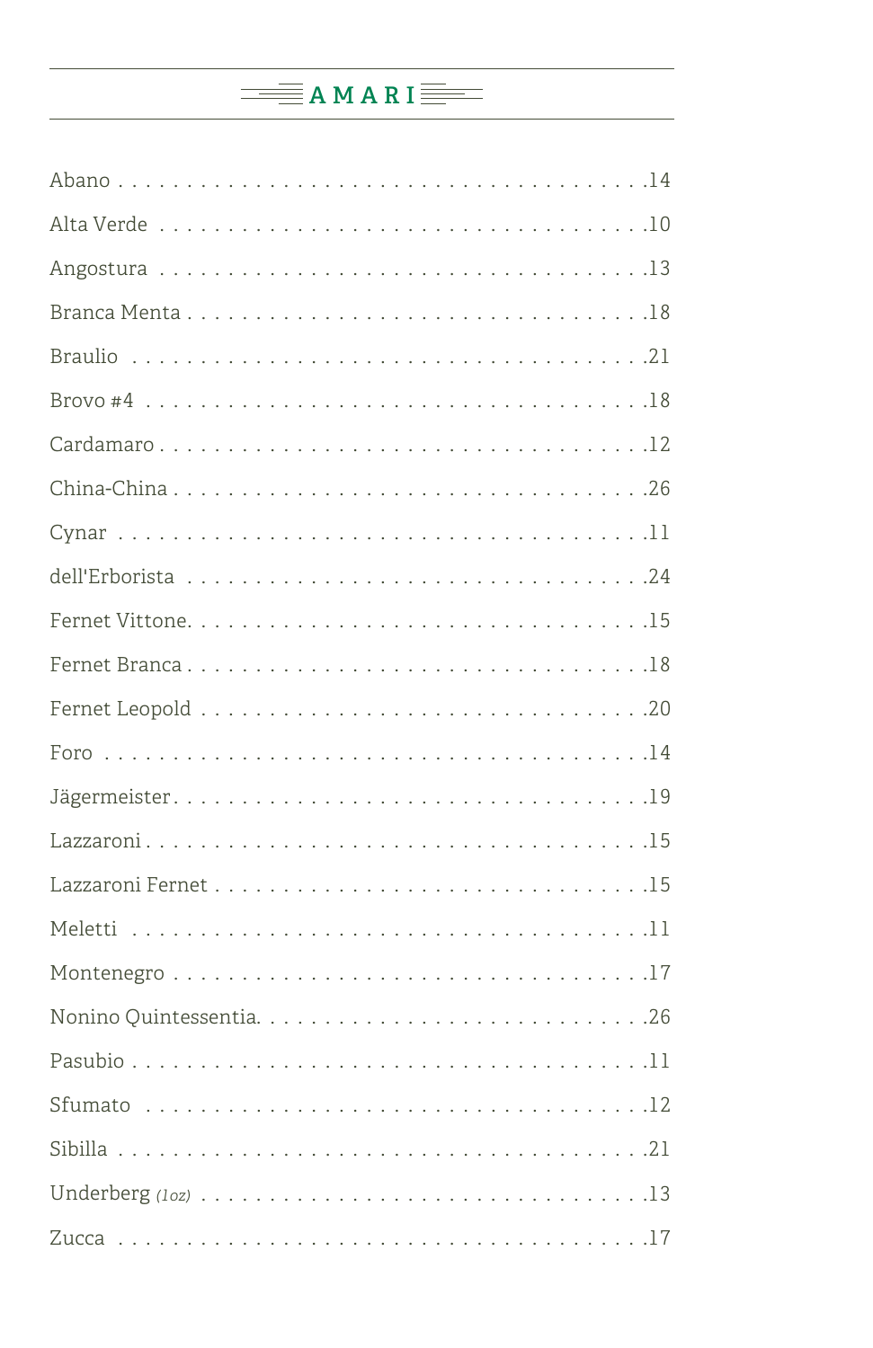# AMARI

| Item | Price |
|---|---|
| Abano | 14 |
| Alta Verde | 10 |
| Angostura | 13 |
| Branca Menta | 18 |
| Braulio | 21 |
| Brovo #4 | 18 |
| Cardamaro | 12 |
| China-China | 26 |
| Cynar | 11 |
| dell'Erborista | 24 |
| Fernet Vittone | 15 |
| Fernet Branca | 18 |
| Fernet Leopold | 20 |
| Foro | 14 |
| Jägermeister | 19 |
| Lazzaroni | 15 |
| Lazzaroni Fernet | 15 |
| Meletti | 11 |
| Montenegro | 17 |
| Nonino Quintessentia | 26 |
| Pasubio | 11 |
| Sfumato | 12 |
| Sibilla | 21 |
| Underberg *(1oz)* | 13 |
| Zucca | 17 |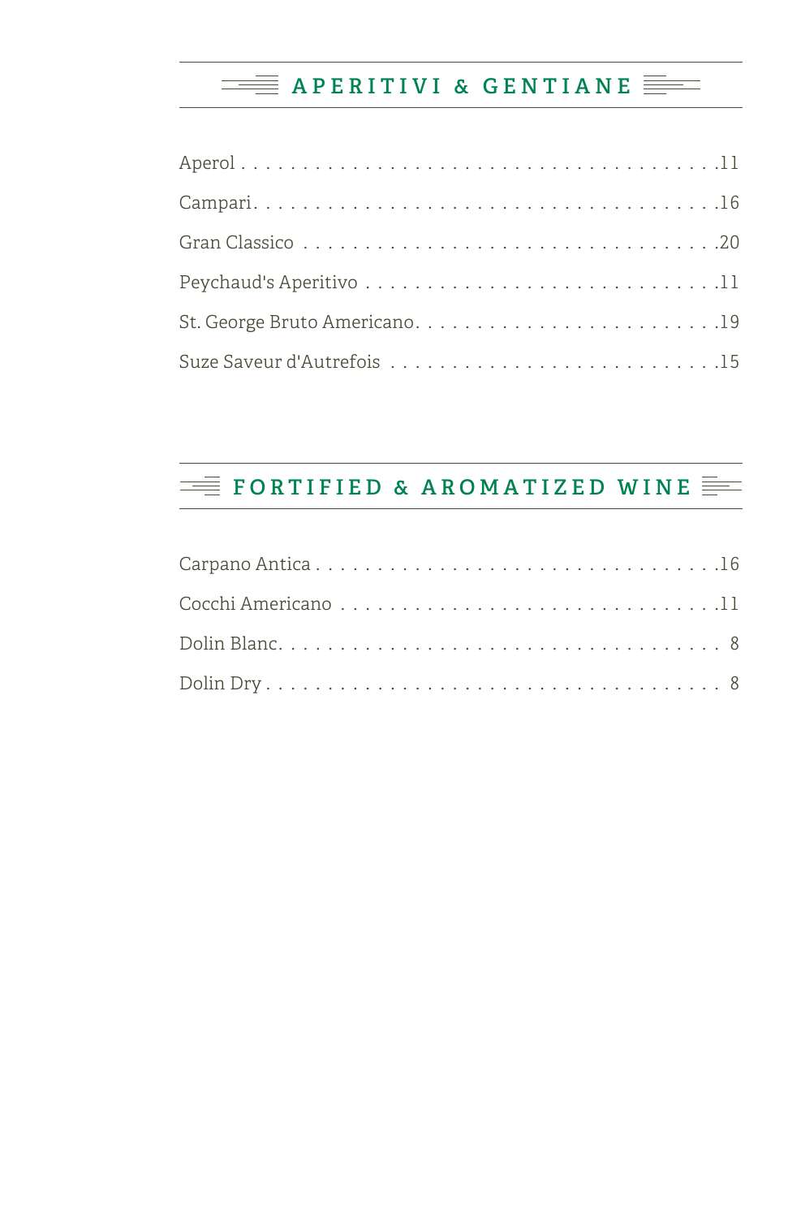## APERITIVI & GENTIANE

| Item | Price |
|---|---|
| Aperol | 11 |
| Campari | 16 |
| Gran Classico | 20 |
| Peychaud's Aperitivo | 11 |
| St. George Bruto Americano | 19 |
| Suze Saveur d'Autrefois | 15 |

## FORTIFIED & AROMATIZED WINE

| Item | Price |
|---|---|
| Carpano Antica | 16 |
| Cocchi Americano | 11 |
| Dolin Blanc | 8 |
| Dolin Dry | 8 |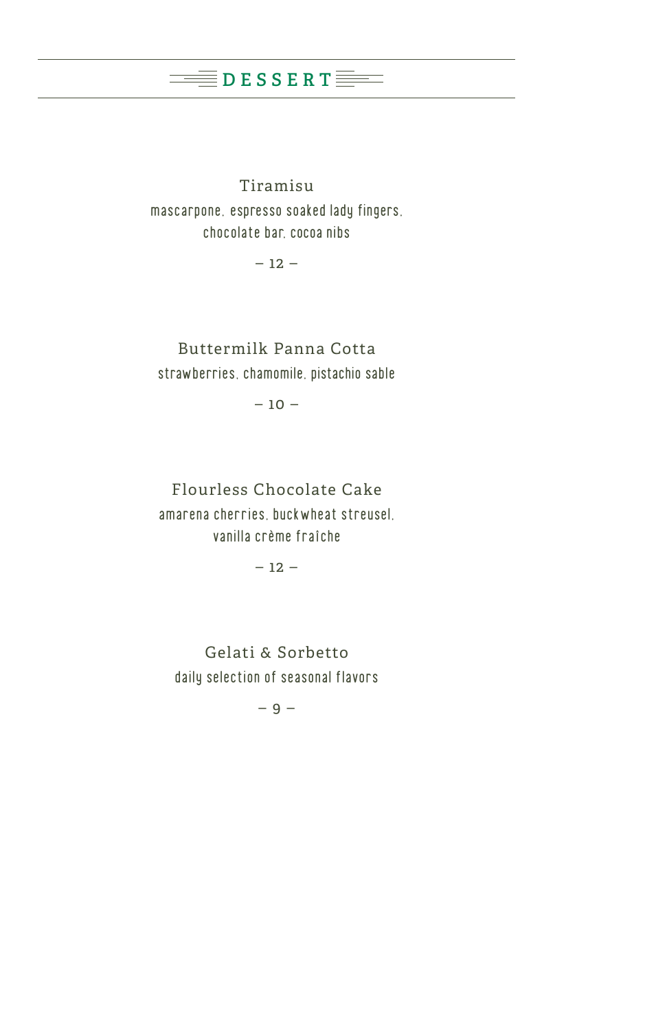# DESSERT

### Tiramisu

mascarpone, espresso soaked lady fingers, chocolate bar, cocoa nibs

– 12 –

### Buttermilk Panna Cotta

strawberries, chamomile, pistachio sable

– 10 –

### Flourless Chocolate Cake

amarena cherries, buckwheat streusel, vanilla crème fraîche

– 12 –

### Gelati & Sorbetto

daily selection of seasonal flavors

– 9 –